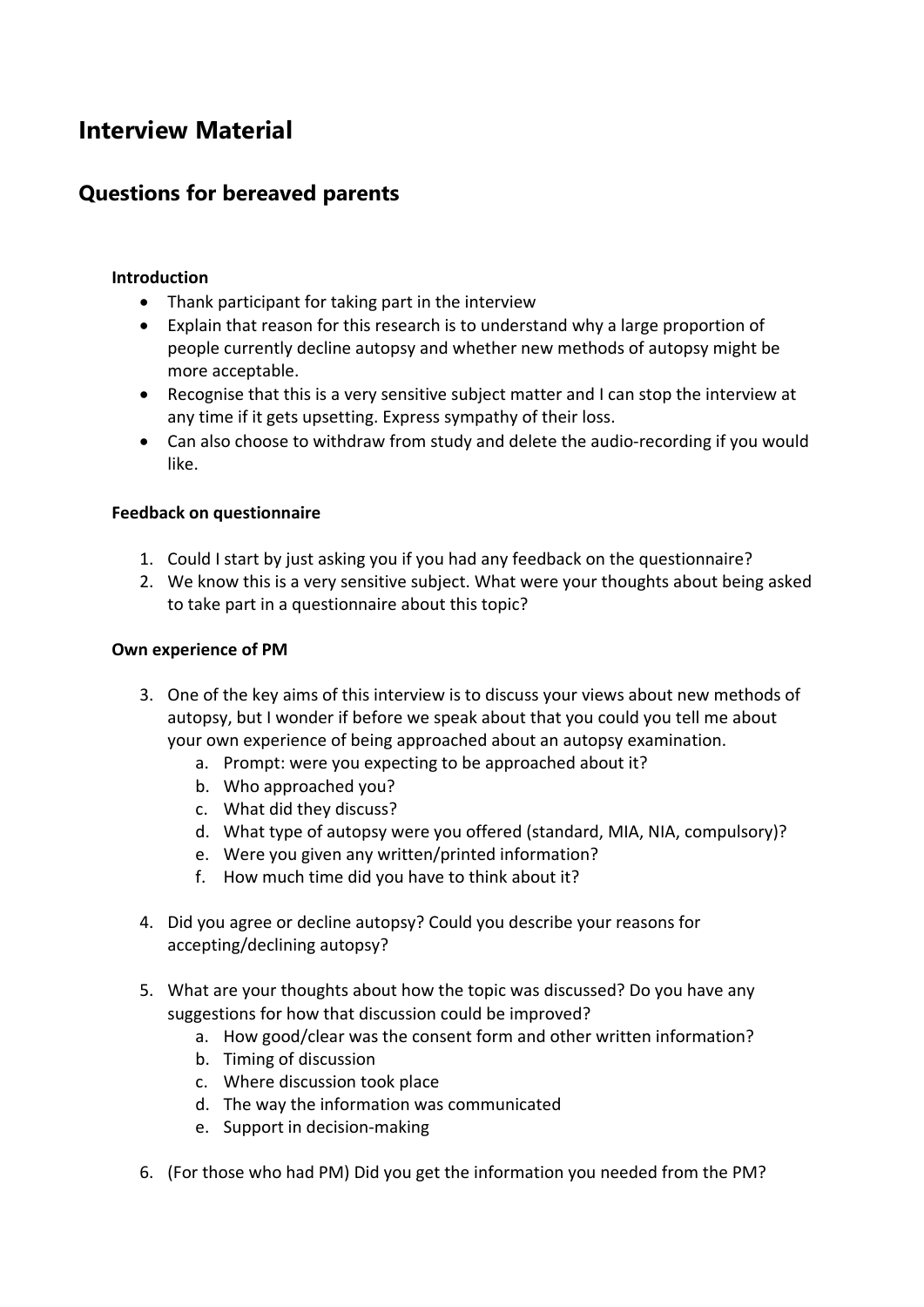# Interview Material

## Questions for bereaved parents

**Introduction**

- Thank participant for taking part in the interview
- Explain that reason for this research is to understand why a large proportion of people currently decline autopsy and whether new methods of autopsy might be more acceptable.
- Recognise that this is a very sensitive subject matter and I can stop the interview at any time if it gets upsetting. Express sympathy of their loss.
- Can also choose to withdraw from study and delete the audio-recording if you would like.

**Feedback on questionnaire**

1. Could I start by just asking you if you had any feedback on the questionnaire?
2. We know this is a very sensitive subject. What were your thoughts about being asked to take part in a questionnaire about this topic?

**Own experience of PM**

3. One of the key aims of this interview is to discuss your views about new methods of autopsy, but I wonder if before we speak about that you could you tell me about your own experience of being approached about an autopsy examination.
   a. Prompt: were you expecting to be approached about it?
   b. Who approached you?
   c. What did they discuss?
   d. What type of autopsy were you offered (standard, MIA, NIA, compulsory)?
   e. Were you given any written/printed information?
   f. How much time did you have to think about it?

4. Did you agree or decline autopsy? Could you describe your reasons for accepting/declining autopsy?

5. What are your thoughts about how the topic was discussed? Do you have any suggestions for how that discussion could be improved?
   a. How good/clear was the consent form and other written information?
   b. Timing of discussion
   c. Where discussion took place
   d. The way the information was communicated
   e. Support in decision-making

6. (For those who had PM) Did you get the information you needed from the PM?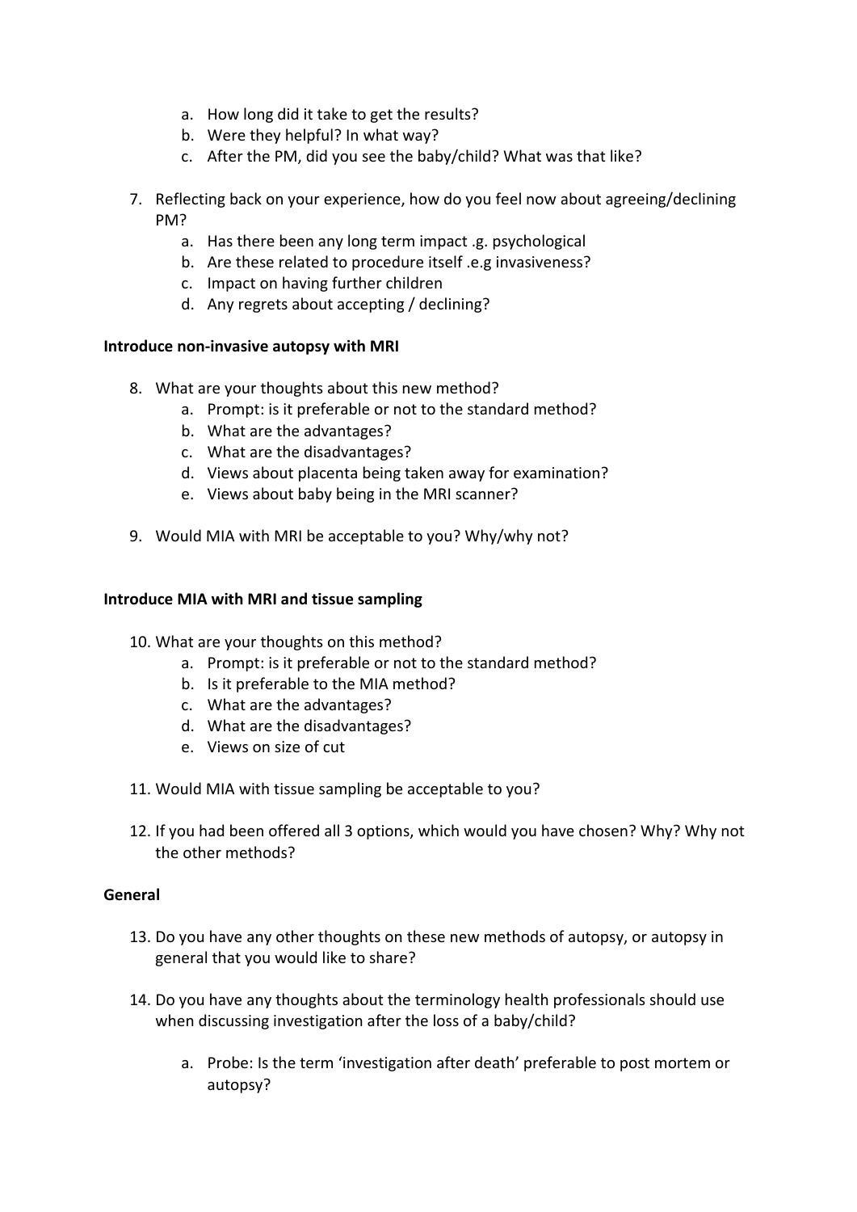a. How long did it take to get the results?
  b. Were they helpful? In what way?
  c. After the PM, did you see the baby/child? What was that like?

7. Reflecting back on your experience, how do you feel now about agreeing/declining PM?
    a. Has there been any long term impact .g. psychological
    b. Are these related to procedure itself .e.g invasiveness?
    c. Impact on having further children
    d. Any regrets about accepting / declining?

**Introduce non-invasive autopsy with MRI**

8. What are your thoughts about this new method?
    a. Prompt: is it preferable or not to the standard method?
    b. What are the advantages?
    c. What are the disadvantages?
    d. Views about placenta being taken away for examination?
    e. Views about baby being in the MRI scanner?

9. Would MIA with MRI be acceptable to you? Why/why not?

**Introduce MIA with MRI and tissue sampling**

10. What are your thoughts on this method?
    a. Prompt: is it preferable or not to the standard method?
    b. Is it preferable to the MIA method?
    c. What are the advantages?
    d. What are the disadvantages?
    e. Views on size of cut

11. Would MIA with tissue sampling be acceptable to you?

12. If you had been offered all 3 options, which would you have chosen? Why? Why not the other methods?

**General**

13. Do you have any other thoughts on these new methods of autopsy, or autopsy in general that you would like to share?

14. Do you have any thoughts about the terminology health professionals should use when discussing investigation after the loss of a baby/child?

    a. Probe: Is the term 'investigation after death' preferable to post mortem or autopsy?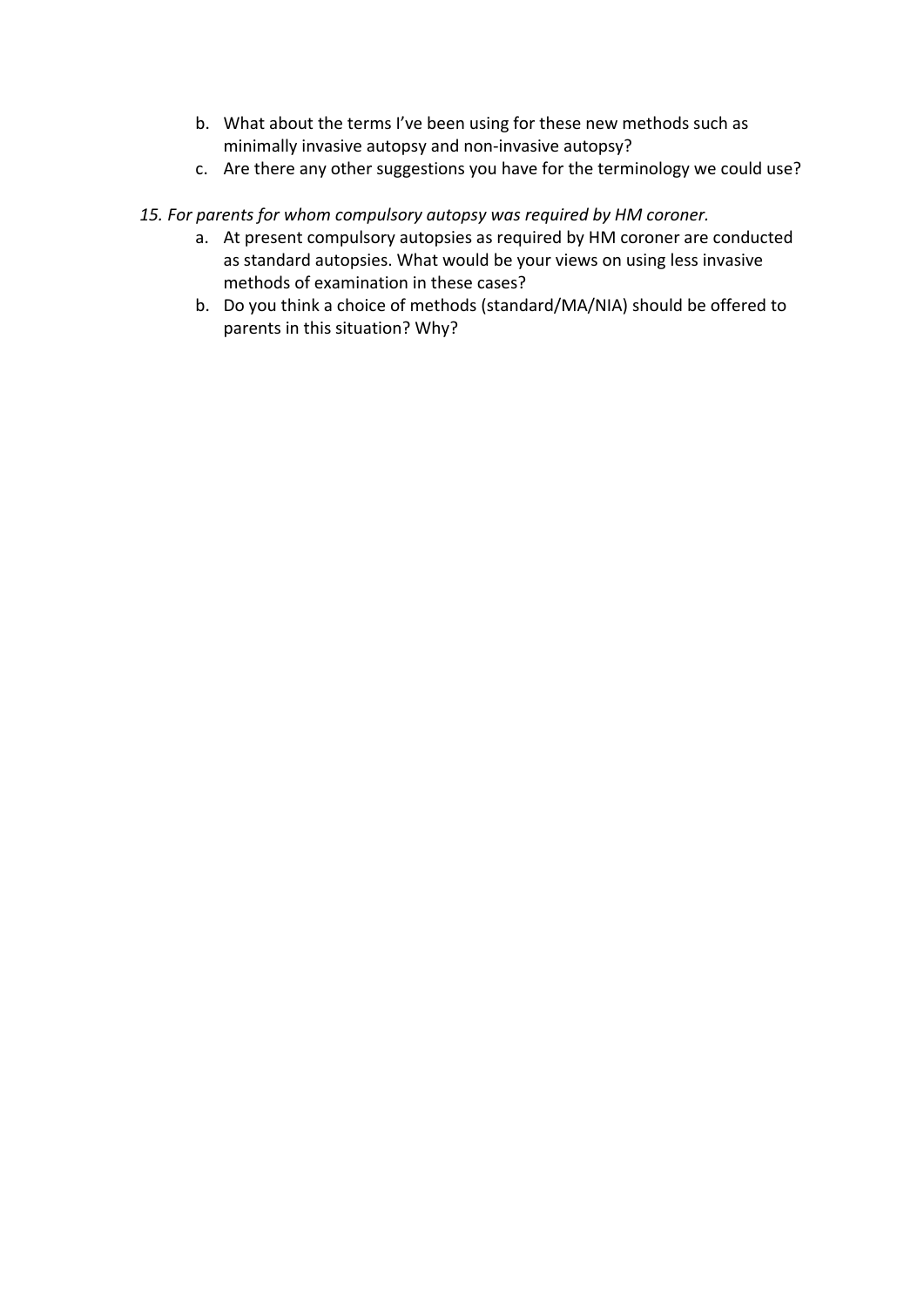b. What about the terms I've been using for these new methods such as minimally invasive autopsy and non-invasive autopsy?
   c. Are there any other suggestions you have for the terminology we could use?

*15. For parents for whom compulsory autopsy was required by HM coroner.*

   a. At present compulsory autopsies as required by HM coroner are conducted as standard autopsies. What would be your views on using less invasive methods of examination in these cases?
   b. Do you think a choice of methods (standard/MA/NIA) should be offered to parents in this situation? Why?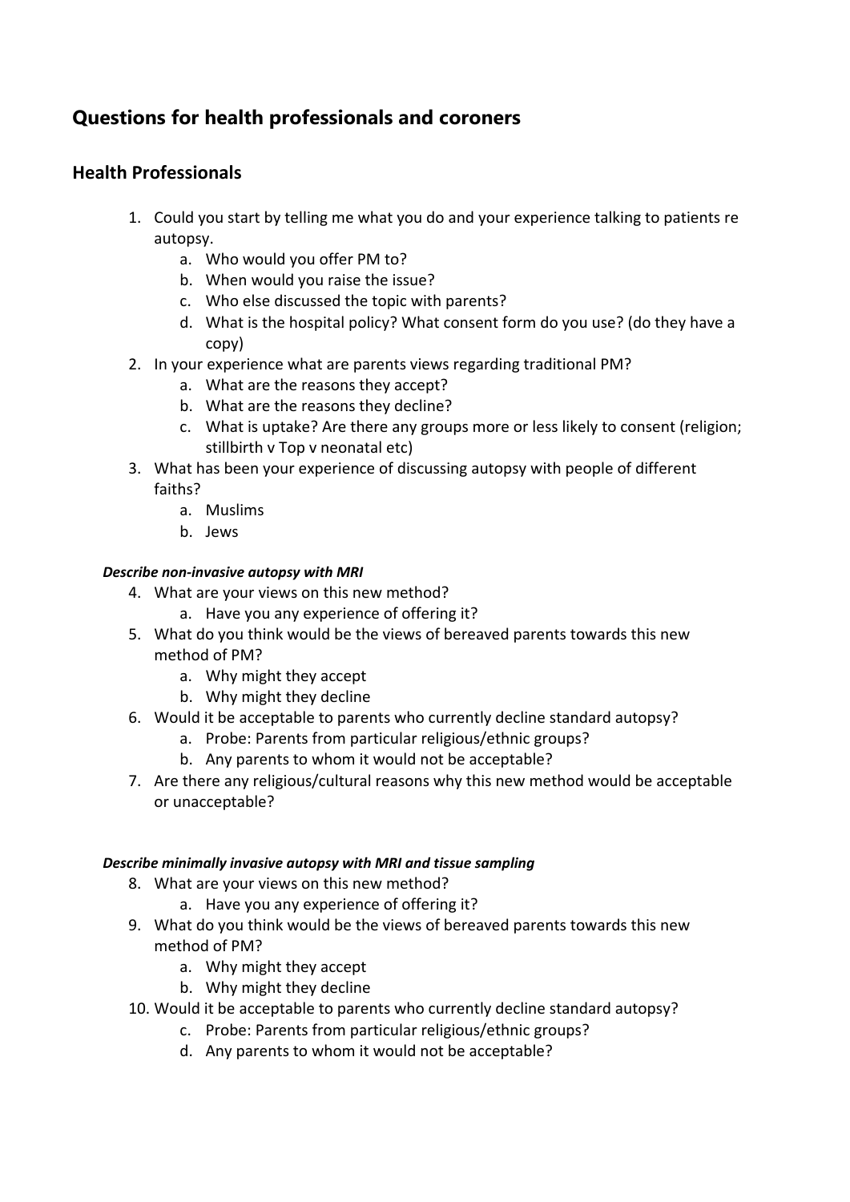## Questions for health professionals and coroners

### Health Professionals

1. Could you start by telling me what you do and your experience talking to patients re autopsy.
    a. Who would you offer PM to?
    b. When would you raise the issue?
    c. Who else discussed the topic with parents?
    d. What is the hospital policy? What consent form do you use? (do they have a copy)
2. In your experience what are parents views regarding traditional PM?
    a. What are the reasons they accept?
    b. What are the reasons they decline?
    c. What is uptake? Are there any groups more or less likely to consent (religion; stillbirth v Top v neonatal etc)
3. What has been your experience of discussing autopsy with people of different faiths?
    a. Muslims
    b. Jews

***Describe non-invasive autopsy with MRI***

4. What are your views on this new method?
    a. Have you any experience of offering it?
5. What do you think would be the views of bereaved parents towards this new method of PM?
    a. Why might they accept
    b. Why might they decline
6. Would it be acceptable to parents who currently decline standard autopsy?
    a. Probe: Parents from particular religious/ethnic groups?
    b. Any parents to whom it would not be acceptable?
7. Are there any religious/cultural reasons why this new method would be acceptable or unacceptable?

***Describe minimally invasive autopsy with MRI and tissue sampling***

8. What are your views on this new method?
    a. Have you any experience of offering it?
9. What do you think would be the views of bereaved parents towards this new method of PM?
    a. Why might they accept
    b. Why might they decline
10. Would it be acceptable to parents who currently decline standard autopsy?
    c. Probe: Parents from particular religious/ethnic groups?
    d. Any parents to whom it would not be acceptable?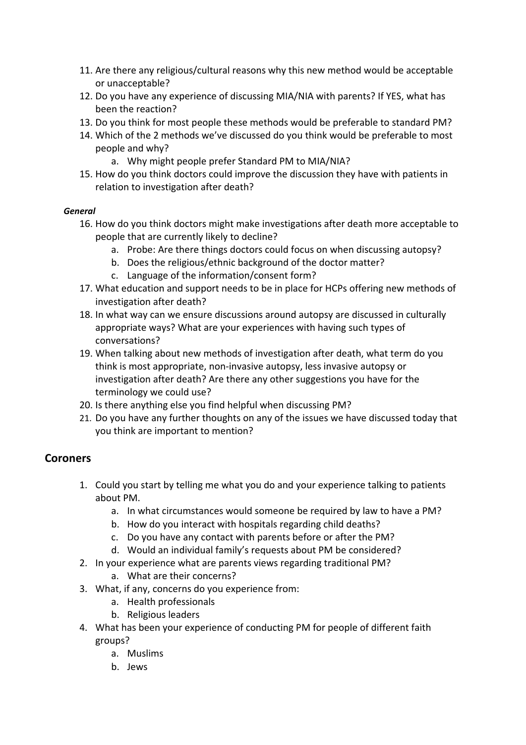11. Are there any religious/cultural reasons why this new method would be acceptable or unacceptable?
12. Do you have any experience of discussing MIA/NIA with parents? If YES, what has been the reaction?
13. Do you think for most people these methods would be preferable to standard PM?
14. Which of the 2 methods we've discussed do you think would be preferable to most people and why?
    a. Why might people prefer Standard PM to MIA/NIA?
15. How do you think doctors could improve the discussion they have with patients in relation to investigation after death?

***General***

16. How do you think doctors might make investigations after death more acceptable to people that are currently likely to decline?
    a. Probe: Are there things doctors could focus on when discussing autopsy?
    b. Does the religious/ethnic background of the doctor matter?
    c. Language of the information/consent form?
17. What education and support needs to be in place for HCPs offering new methods of investigation after death?
18. In what way can we ensure discussions around autopsy are discussed in culturally appropriate ways? What are your experiences with having such types of conversations?
19. When talking about new methods of investigation after death, what term do you think is most appropriate, non-invasive autopsy, less invasive autopsy or investigation after death? Are there any other suggestions you have for the terminology we could use?
20. Is there anything else you find helpful when discussing PM?
21. Do you have any further thoughts on any of the issues we have discussed today that you think are important to mention?

## Coroners

1. Could you start by telling me what you do and your experience talking to patients about PM.
    a. In what circumstances would someone be required by law to have a PM?
    b. How do you interact with hospitals regarding child deaths?
    c. Do you have any contact with parents before or after the PM?
    d. Would an individual family's requests about PM be considered?
2. In your experience what are parents views regarding traditional PM?
    a. What are their concerns?
3. What, if any, concerns do you experience from:
    a. Health professionals
    b. Religious leaders
4. What has been your experience of conducting PM for people of different faith groups?
    a. Muslims
    b. Jews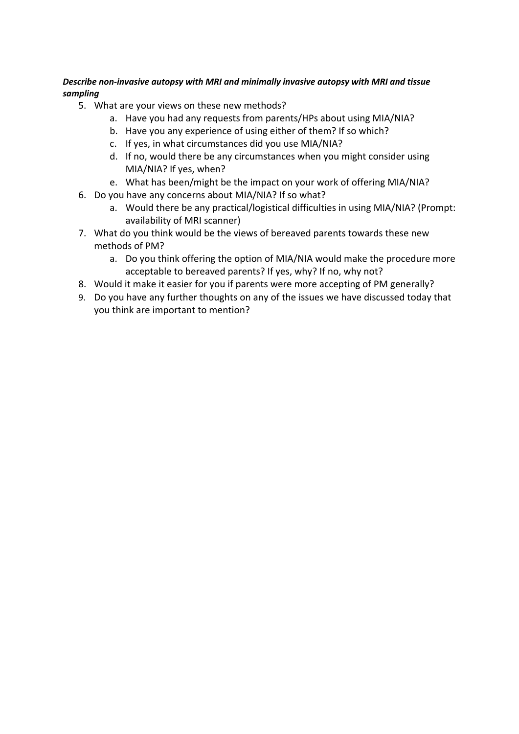***Describe non-invasive autopsy with MRI and minimally invasive autopsy with MRI and tissue sampling***

5. What are your views on these new methods?
    a. Have you had any requests from parents/HPs about using MIA/NIA?
    b. Have you any experience of using either of them? If so which?
    c. If yes, in what circumstances did you use MIA/NIA?
    d. If no, would there be any circumstances when you might consider using MIA/NIA? If yes, when?
    e. What has been/might be the impact on your work of offering MIA/NIA?
6. Do you have any concerns about MIA/NIA? If so what?
    a. Would there be any practical/logistical difficulties in using MIA/NIA? (Prompt: availability of MRI scanner)
7. What do you think would be the views of bereaved parents towards these new methods of PM?
    a. Do you think offering the option of MIA/NIA would make the procedure more acceptable to bereaved parents? If yes, why? If no, why not?
8. Would it make it easier for you if parents were more accepting of PM generally?
9. Do you have any further thoughts on any of the issues we have discussed today that you think are important to mention?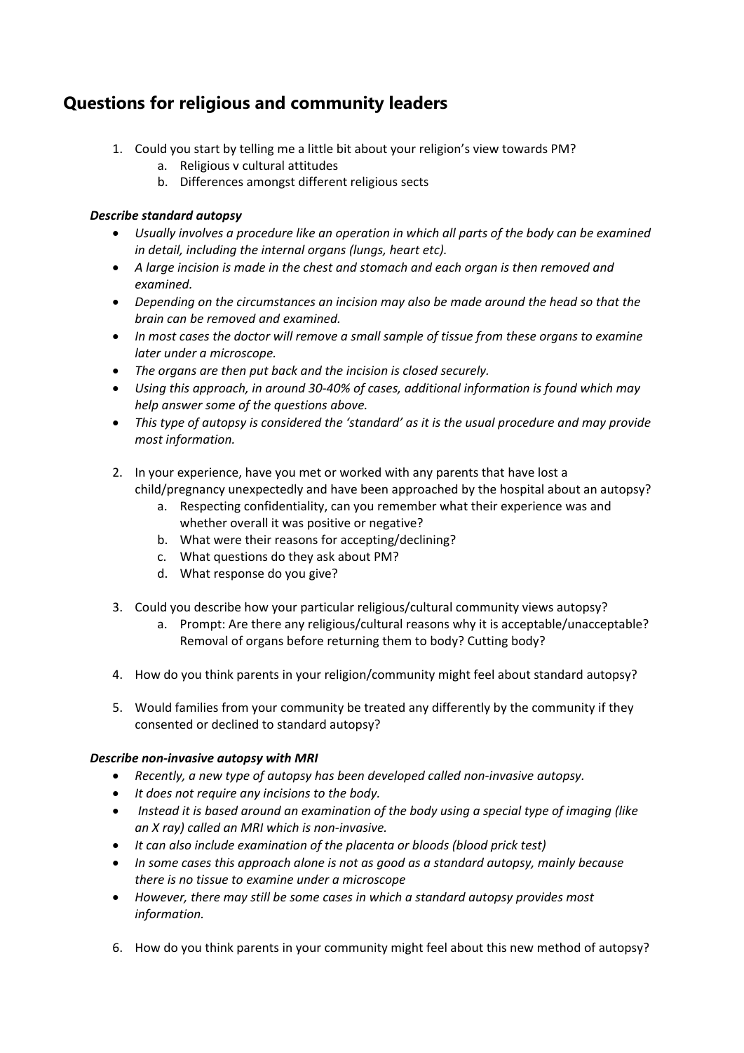## Questions for religious and community leaders

1. Could you start by telling me a little bit about your religion's view towards PM?
    a. Religious v cultural attitudes
    b. Differences amongst different religious sects

***Describe standard autopsy***

- *Usually involves a procedure like an operation in which all parts of the body can be examined in detail, including the internal organs (lungs, heart etc).*
- *A large incision is made in the chest and stomach and each organ is then removed and examined.*
- *Depending on the circumstances an incision may also be made around the head so that the brain can be removed and examined.*
- *In most cases the doctor will remove a small sample of tissue from these organs to examine later under a microscope.*
- *The organs are then put back and the incision is closed securely.*
- *Using this approach, in around 30-40% of cases, additional information is found which may help answer some of the questions above.*
- *This type of autopsy is considered the 'standard' as it is the usual procedure and may provide most information.*

2. In your experience, have you met or worked with any parents that have lost a child/pregnancy unexpectedly and have been approached by the hospital about an autopsy?
    a. Respecting confidentiality, can you remember what their experience was and whether overall it was positive or negative?
    b. What were their reasons for accepting/declining?
    c. What questions do they ask about PM?
    d. What response do you give?

3. Could you describe how your particular religious/cultural community views autopsy?
    a. Prompt: Are there any religious/cultural reasons why it is acceptable/unacceptable? Removal of organs before returning them to body? Cutting body?

4. How do you think parents in your religion/community might feel about standard autopsy?

5. Would families from your community be treated any differently by the community if they consented or declined to standard autopsy?

***Describe non-invasive autopsy with MRI***

- *Recently, a new type of autopsy has been developed called non-invasive autopsy.*
- *It does not require any incisions to the body.*
- *Instead it is based around an examination of the body using a special type of imaging (like an X ray) called an MRI which is non-invasive.*
- *It can also include examination of the placenta or bloods (blood prick test)*
- *In some cases this approach alone is not as good as a standard autopsy, mainly because there is no tissue to examine under a microscope*
- *However, there may still be some cases in which a standard autopsy provides most information.*

6. How do you think parents in your community might feel about this new method of autopsy?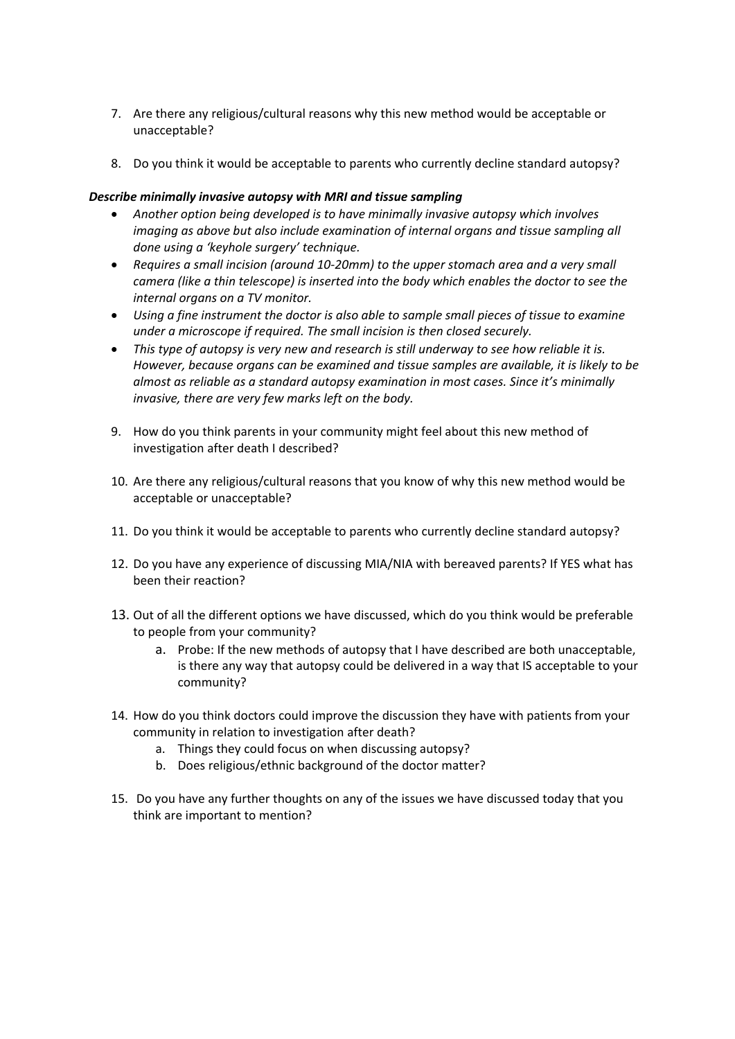7. Are there any religious/cultural reasons why this new method would be acceptable or unacceptable?

8. Do you think it would be acceptable to parents who currently decline standard autopsy?

***Describe minimally invasive autopsy with MRI and tissue sampling***

- *Another option being developed is to have minimally invasive autopsy which involves imaging as above but also include examination of internal organs and tissue sampling all done using a 'keyhole surgery' technique.*
- *Requires a small incision (around 10-20mm) to the upper stomach area and a very small camera (like a thin telescope) is inserted into the body which enables the doctor to see the internal organs on a TV monitor.*
- *Using a fine instrument the doctor is also able to sample small pieces of tissue to examine under a microscope if required. The small incision is then closed securely.*
- *This type of autopsy is very new and research is still underway to see how reliable it is. However, because organs can be examined and tissue samples are available, it is likely to be almost as reliable as a standard autopsy examination in most cases. Since it's minimally invasive, there are very few marks left on the body.*

9. How do you think parents in your community might feel about this new method of investigation after death I described?

10. Are there any religious/cultural reasons that you know of why this new method would be acceptable or unacceptable?

11. Do you think it would be acceptable to parents who currently decline standard autopsy?

12. Do you have any experience of discussing MIA/NIA with bereaved parents? If YES what has been their reaction?

13. Out of all the different options we have discussed, which do you think would be preferable to people from your community?
    a. Probe: If the new methods of autopsy that I have described are both unacceptable, is there any way that autopsy could be delivered in a way that IS acceptable to your community?

14. How do you think doctors could improve the discussion they have with patients from your community in relation to investigation after death?
    a. Things they could focus on when discussing autopsy?
    b. Does religious/ethnic background of the doctor matter?

15. Do you have any further thoughts on any of the issues we have discussed today that you think are important to mention?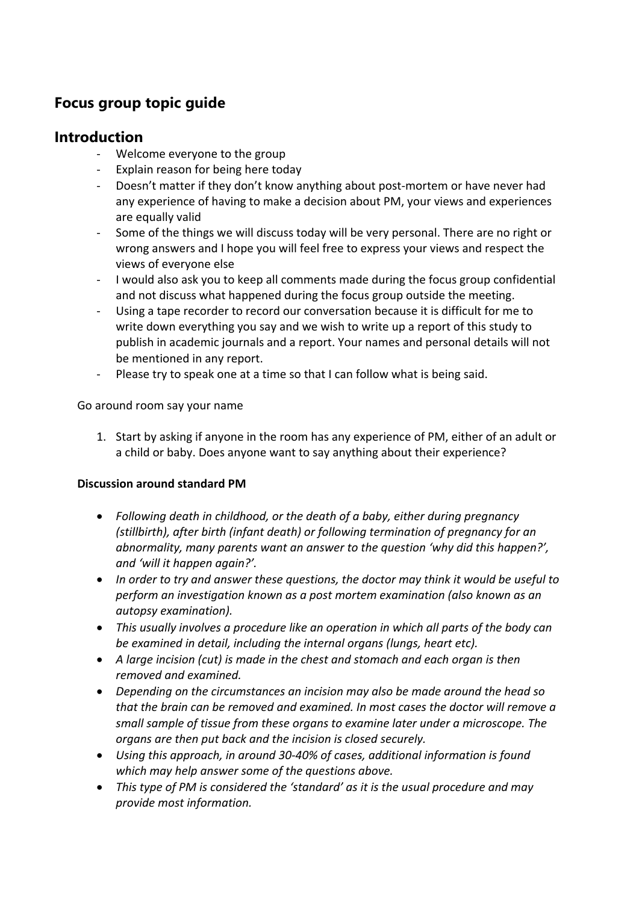## Focus group topic guide

## Introduction

- Welcome everyone to the group
- Explain reason for being here today
- Doesn't matter if they don't know anything about post-mortem or have never had any experience of having to make a decision about PM, your views and experiences are equally valid
- Some of the things we will discuss today will be very personal. There are no right or wrong answers and I hope you will feel free to express your views and respect the views of everyone else
- I would also ask you to keep all comments made during the focus group confidential and not discuss what happened during the focus group outside the meeting.
- Using a tape recorder to record our conversation because it is difficult for me to write down everything you say and we wish to write up a report of this study to publish in academic journals and a report. Your names and personal details will not be mentioned in any report.
- Please try to speak one at a time so that I can follow what is being said.

Go around room say your name

1. Start by asking if anyone in the room has any experience of PM, either of an adult or a child or baby. Does anyone want to say anything about their experience?

**Discussion around standard PM**

- *Following death in childhood, or the death of a baby, either during pregnancy (stillbirth), after birth (infant death) or following termination of pregnancy for an abnormality, many parents want an answer to the question 'why did this happen?', and 'will it happen again?'.*
- *In order to try and answer these questions, the doctor may think it would be useful to perform an investigation known as a post mortem examination (also known as an autopsy examination).*
- *This usually involves a procedure like an operation in which all parts of the body can be examined in detail, including the internal organs (lungs, heart etc).*
- *A large incision (cut) is made in the chest and stomach and each organ is then removed and examined.*
- *Depending on the circumstances an incision may also be made around the head so that the brain can be removed and examined. In most cases the doctor will remove a small sample of tissue from these organs to examine later under a microscope. The organs are then put back and the incision is closed securely.*
- *Using this approach, in around 30-40% of cases, additional information is found which may help answer some of the questions above.*
- *This type of PM is considered the 'standard' as it is the usual procedure and may provide most information.*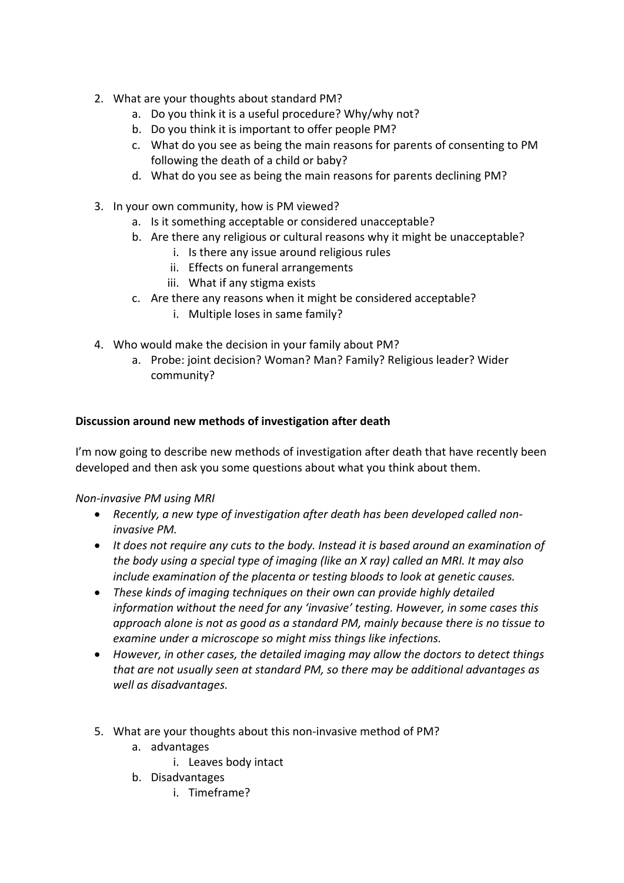2. What are your thoughts about standard PM?
    a. Do you think it is a useful procedure? Why/why not?
    b. Do you think it is important to offer people PM?
    c. What do you see as being the main reasons for parents of consenting to PM following the death of a child or baby?
    d. What do you see as being the main reasons for parents declining PM?

3. In your own community, how is PM viewed?
    a. Is it something acceptable or considered unacceptable?
    b. Are there any religious or cultural reasons why it might be unacceptable?
        i. Is there any issue around religious rules
        ii. Effects on funeral arrangements
        iii. What if any stigma exists
    c. Are there any reasons when it might be considered acceptable?
        i. Multiple loses in same family?

4. Who would make the decision in your family about PM?
    a. Probe: joint decision? Woman? Man? Family? Religious leader? Wider community?

**Discussion around new methods of investigation after death**

I'm now going to describe new methods of investigation after death that have recently been developed and then ask you some questions about what you think about them.

*Non-invasive PM using MRI*

- *Recently, a new type of investigation after death has been developed called non-invasive PM.*
- *It does not require any cuts to the body. Instead it is based around an examination of the body using a special type of imaging (like an X ray) called an MRI. It may also include examination of the placenta or testing bloods to look at genetic causes.*
- *These kinds of imaging techniques on their own can provide highly detailed information without the need for any 'invasive' testing. However, in some cases this approach alone is not as good as a standard PM, mainly because there is no tissue to examine under a microscope so might miss things like infections.*
- *However, in other cases, the detailed imaging may allow the doctors to detect things that are not usually seen at standard PM, so there may be additional advantages as well as disadvantages.*

5. What are your thoughts about this non-invasive method of PM?
    a. advantages
        i. Leaves body intact
    b. Disadvantages
        i. Timeframe?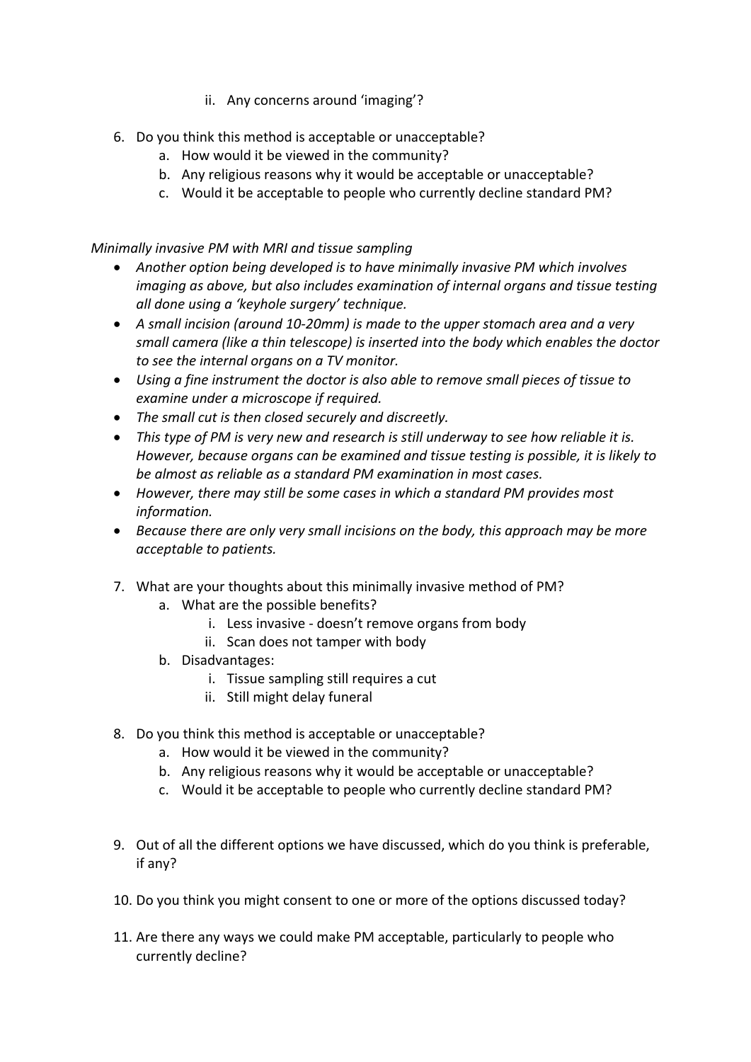ii. Any concerns around 'imaging'?

6. Do you think this method is acceptable or unacceptable?
   a. How would it be viewed in the community?
   b. Any religious reasons why it would be acceptable or unacceptable?
   c. Would it be acceptable to people who currently decline standard PM?

*Minimally invasive PM with MRI and tissue sampling*

- *Another option being developed is to have minimally invasive PM which involves imaging as above, but also includes examination of internal organs and tissue testing all done using a 'keyhole surgery' technique.*
- *A small incision (around 10-20mm) is made to the upper stomach area and a very small camera (like a thin telescope) is inserted into the body which enables the doctor to see the internal organs on a TV monitor.*
- *Using a fine instrument the doctor is also able to remove small pieces of tissue to examine under a microscope if required.*
- *The small cut is then closed securely and discreetly.*
- *This type of PM is very new and research is still underway to see how reliable it is. However, because organs can be examined and tissue testing is possible, it is likely to be almost as reliable as a standard PM examination in most cases.*
- *However, there may still be some cases in which a standard PM provides most information.*
- *Because there are only very small incisions on the body, this approach may be more acceptable to patients.*

7. What are your thoughts about this minimally invasive method of PM?
   a. What are the possible benefits?
      i. Less invasive - doesn't remove organs from body
      ii. Scan does not tamper with body
   b. Disadvantages:
      i. Tissue sampling still requires a cut
      ii. Still might delay funeral

8. Do you think this method is acceptable or unacceptable?
   a. How would it be viewed in the community?
   b. Any religious reasons why it would be acceptable or unacceptable?
   c. Would it be acceptable to people who currently decline standard PM?

9. Out of all the different options we have discussed, which do you think is preferable, if any?

10. Do you think you might consent to one or more of the options discussed today?

11. Are there any ways we could make PM acceptable, particularly to people who currently decline?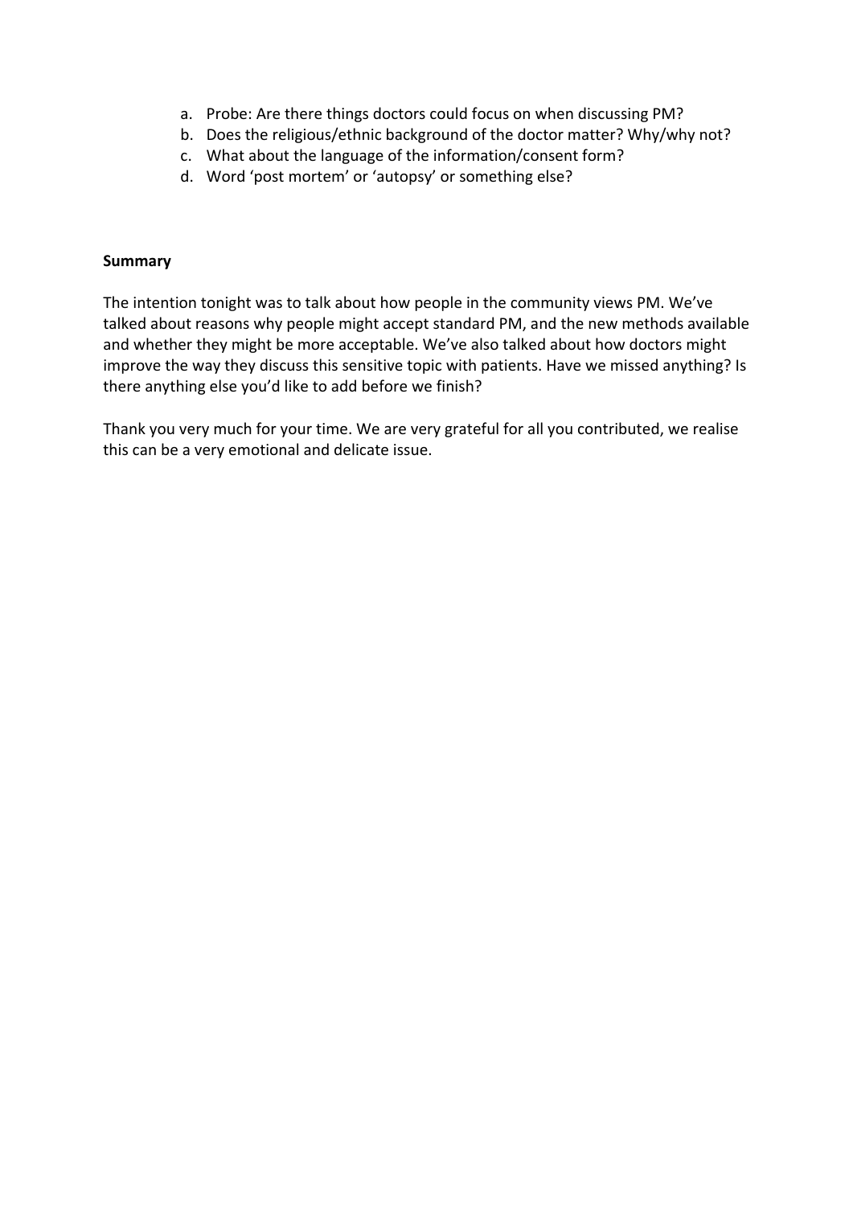a. Probe: Are there things doctors could focus on when discussing PM?
b. Does the religious/ethnic background of the doctor matter? Why/why not?
c. What about the language of the information/consent form?
d. Word 'post mortem' or 'autopsy' or something else?

**Summary**

The intention tonight was to talk about how people in the community views PM. We've talked about reasons why people might accept standard PM, and the new methods available and whether they might be more acceptable. We've also talked about how doctors might improve the way they discuss this sensitive topic with patients. Have we missed anything? Is there anything else you'd like to add before we finish?

Thank you very much for your time. We are very grateful for all you contributed, we realise this can be a very emotional and delicate issue.